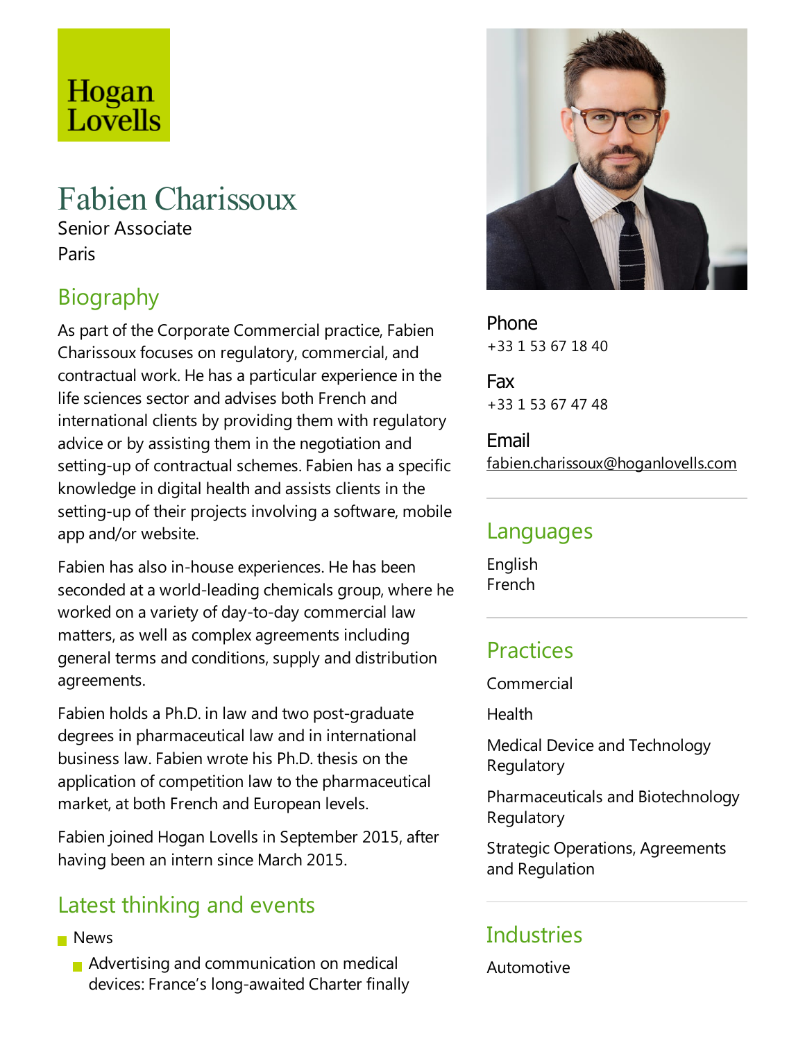Hogan Lovells

# Fabien Charissoux

Senior Associate
Paris

## Biography

As part of the Corporate Commercial practice, Fabien Charissoux focuses on regulatory, commercial, and contractual work. He has a particular experience in the life sciences sector and advises both French and international clients by providing them with regulatory advice or by assisting them in the negotiation and setting-up of contractual schemes. Fabien has a specific knowledge in digital health and assists clients in the setting-up of their projects involving a software, mobile app and/or website.

Fabien has also in-house experiences. He has been seconded at a world-leading chemicals group, where he worked on a variety of day-to-day commercial law matters, as well as complex agreements including general terms and conditions, supply and distribution agreements.

Fabien holds a Ph.D. in law and two post-graduate degrees in pharmaceutical law and in international business law. Fabien wrote his Ph.D. thesis on the application of competition law to the pharmaceutical market, at both French and European levels.

Fabien joined Hogan Lovells in September 2015, after having been an intern since March 2015.

## Latest thinking and events

- News
  - Advertising and communication on medical devices: France's long-awaited Charter finally

**Phone**
+33 1 53 67 18 40

**Fax**
+33 1 53 67 47 48

**Email**
fabien.charissoux@hoganlovells.com

## Languages

English
French

## Practices

Commercial

Health

Medical Device and Technology Regulatory

Pharmaceuticals and Biotechnology Regulatory

Strategic Operations, Agreements and Regulation

## Industries

Automotive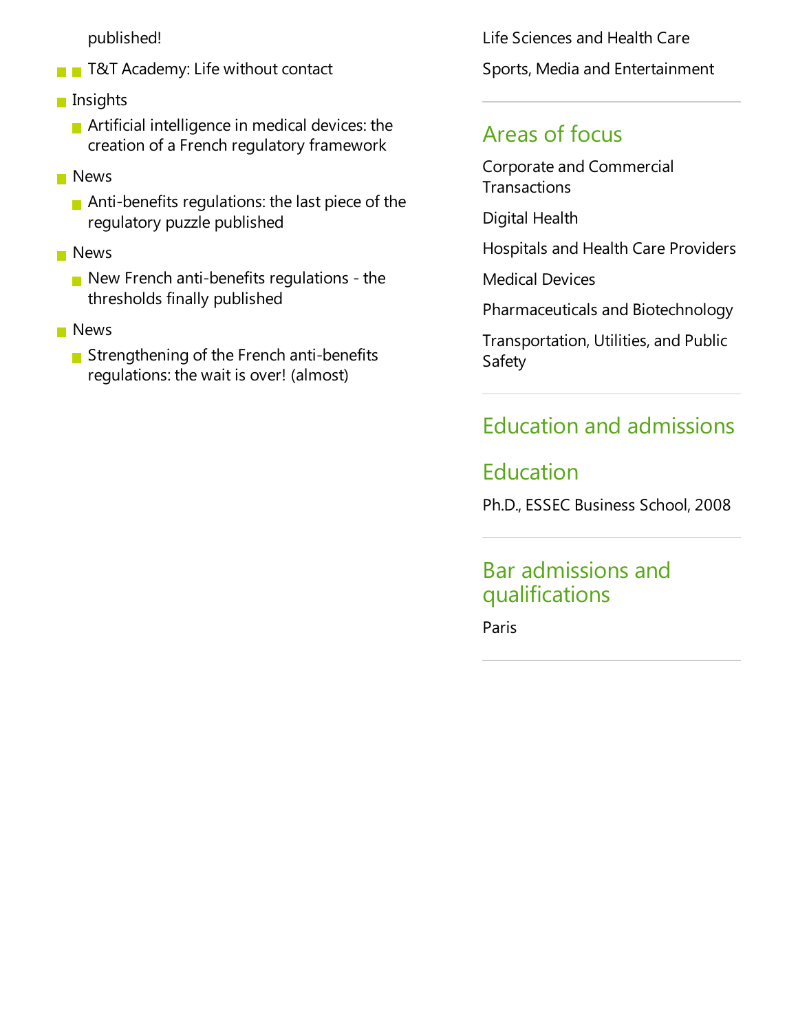published!

- T&T Academy: Life without contact
- Insights
  - Artificial intelligence in medical devices: the creation of a French regulatory framework
- News
  - Anti-benefits regulations: the last piece of the regulatory puzzle published
- News
  - New French anti-benefits regulations - the thresholds finally published
- News
  - Strengthening of the French anti-benefits regulations: the wait is over! (almost)

Life Sciences and Health Care

Sports, Media and Entertainment

## Areas of focus

Corporate and Commercial Transactions

Digital Health

Hospitals and Health Care Providers

Medical Devices

Pharmaceuticals and Biotechnology

Transportation, Utilities, and Public Safety

## Education and admissions

## Education

Ph.D., ESSEC Business School, 2008

## Bar admissions and qualifications

Paris